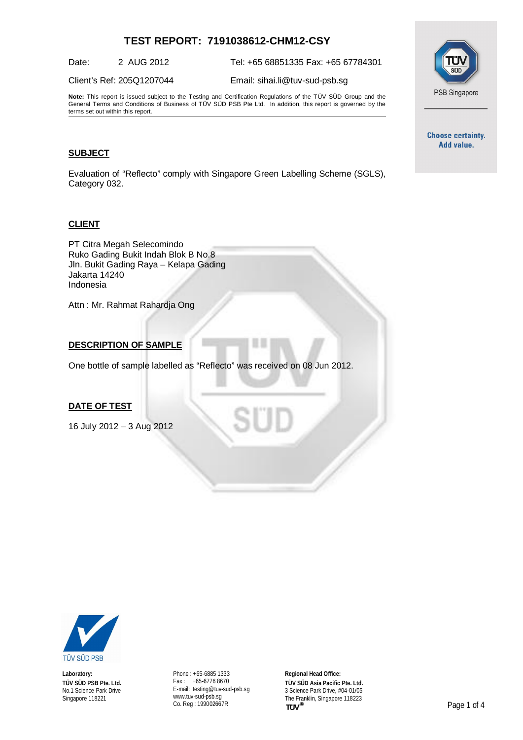# TEST REPORT: 7191038612-CHM12-CSY

Date: 2 AUG 2012

Tel: +65 68851335 Fax: +65 67784301

Client's Ref: 205Q1207044

Email: sihai.li@tuv-sud-psb.sg

**Note:** This report is issued subject to the Testing and Certification Regulations of the TÜV SÜD Group and the General Terms and Conditions of Business of TÜV SÜD PSB Pte Ltd. In addition, this report is governed by the terms set out within this report.

PSB Singapore

**Choose certainty. Add value.**

## SUBJECT

Evaluation of "Reflecto" comply with Singapore Green Labelling Scheme (SGLS), Category 032.

## CLIENT

PT Citra Megah Selecomindo
Ruko Gading Bukit Indah Blok B No.8
Jln. Bukit Gading Raya – Kelapa Gading
Jakarta 14240
Indonesia

Attn : Mr. Rahmat Rahardja Ong

## DESCRIPTION OF SAMPLE

One bottle of sample labelled as "Reflecto" was received on 08 Jun 2012.

## DATE OF TEST

16 July 2012 – 3 Aug 2012

TÜV SÜD PSB

**Laboratory:**
**TÜV SÜD PSB Pte. Ltd.**
No.1 Science Park Drive
Singapore 118221

Phone : +65-6885 1333
Fax : +65-6776 8670
E-mail: testing@tuv-sud-psb.sg
www.tuv-sud-psb.sg
Co. Reg : 199002667R

**Regional Head Office:**
**TÜV SÜD Asia Pacific Pte. Ltd.**
3 Science Park Drive, #04-01/05
The Franklin, Singapore 118223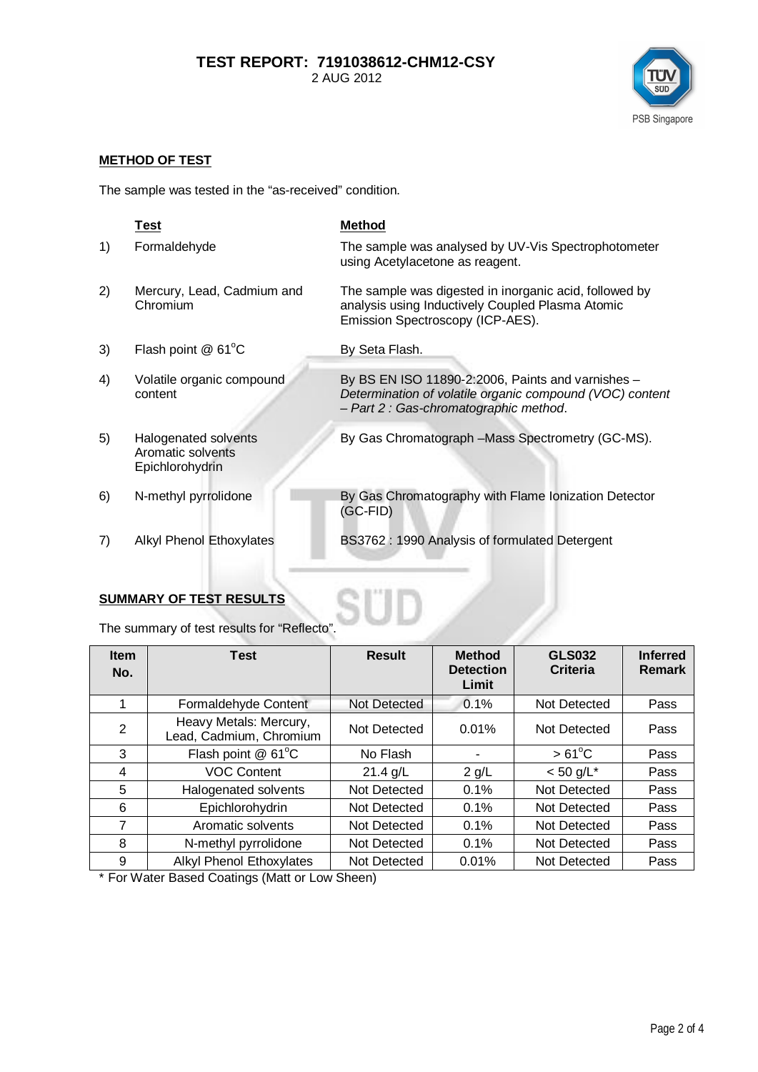**TEST REPORT: 7191038612-CHM12-CSY**
2 AUG 2012

## METHOD OF TEST

The sample was tested in the "as-received" condition.

| | **Test** | **Method** |
|---|---|---|
| 1) | Formaldehyde | The sample was analysed by UV-Vis Spectrophotometer using Acetylacetone as reagent. |
| 2) | Mercury, Lead, Cadmium and Chromium | The sample was digested in inorganic acid, followed by analysis using Inductively Coupled Plasma Atomic Emission Spectroscopy (ICP-AES). |
| 3) | Flash point @ 61°C | By Seta Flash. |
| 4) | Volatile organic compound content | By BS EN ISO 11890-2:2006, Paints and varnishes – *Determination of volatile organic compound (VOC) content – Part 2 : Gas-chromatographic method*. |
| 5) | Halogenated solvents<br>Aromatic solvents<br>Epichlorohydrin | By Gas Chromatograph –Mass Spectrometry (GC-MS). |
| 6) | N-methyl pyrrolidone | By Gas Chromatography with Flame Ionization Detector (GC-FID) |
| 7) | Alkyl Phenol Ethoxylates | BS3762 : 1990 Analysis of formulated Detergent |

## SUMMARY OF TEST RESULTS

The summary of test results for "Reflecto".

| Item No. | Test | Result | Method Detection Limit | GLS032 Criteria | Inferred Remark |
|---|---|---|---|---|---|
| 1 | Formaldehyde Content | Not Detected | 0.1% | Not Detected | Pass |
| 2 | Heavy Metals: Mercury, Lead, Cadmium, Chromium | Not Detected | 0.01% | Not Detected | Pass |
| 3 | Flash point @ 61°C | No Flash | - | > 61°C | Pass |
| 4 | VOC Content | 21.4 g/L | 2 g/L | < 50 g/L* | Pass |
| 5 | Halogenated solvents | Not Detected | 0.1% | Not Detected | Pass |
| 6 | Epichlorohydrin | Not Detected | 0.1% | Not Detected | Pass |
| 7 | Aromatic solvents | Not Detected | 0.1% | Not Detected | Pass |
| 8 | N-methyl pyrrolidone | Not Detected | 0.1% | Not Detected | Pass |
| 9 | Alkyl Phenol Ethoxylates | Not Detected | 0.01% | Not Detected | Pass |

* For Water Based Coatings (Matt or Low Sheen)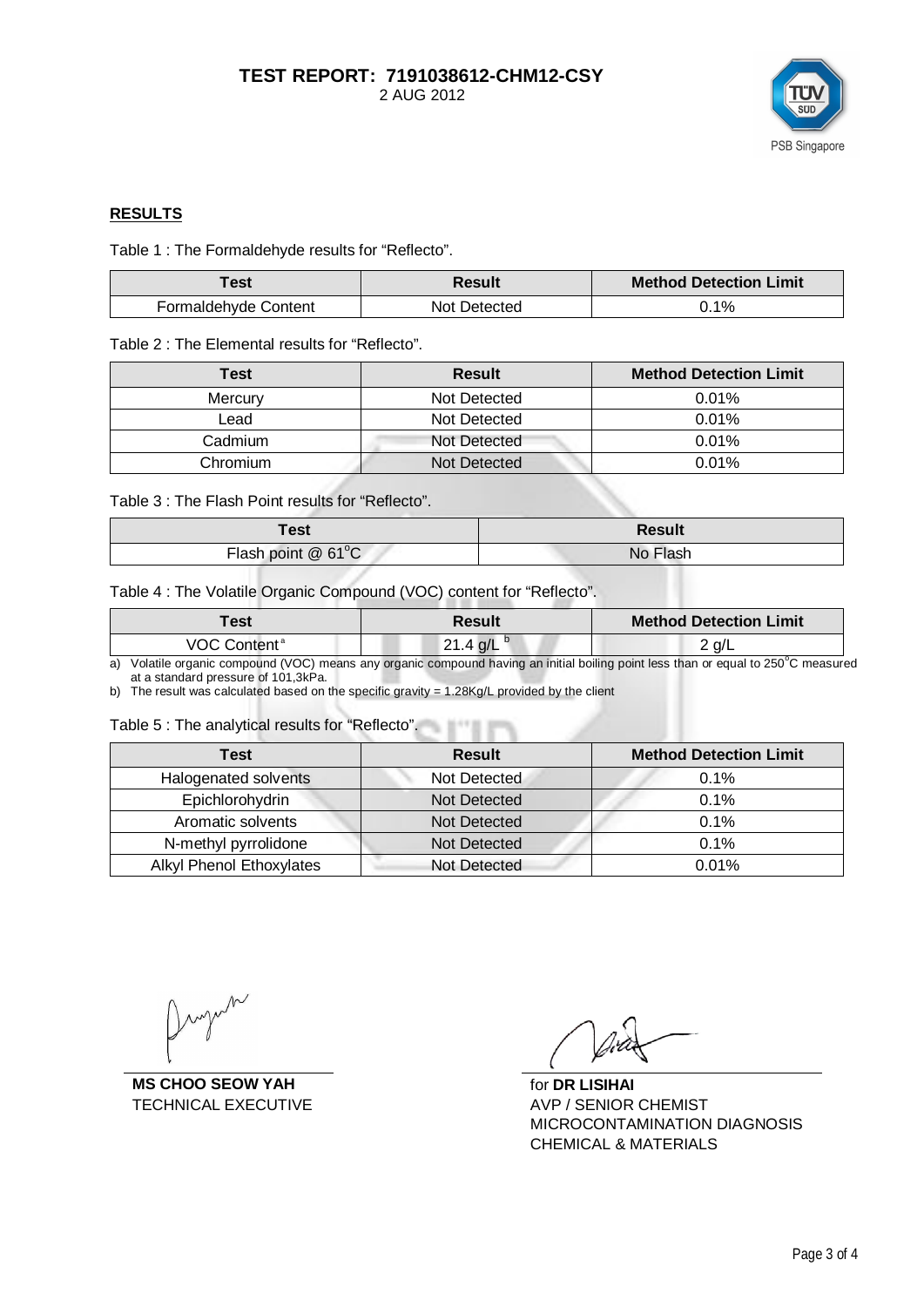**TEST REPORT: 7191038612-CHM12-CSY**
2 AUG 2012

## RESULTS

Table 1 : The Formaldehyde results for "Reflecto".

| Test | Result | Method Detection Limit |
|---|---|---|
| Formaldehyde Content | Not Detected | 0.1% |

Table 2 : The Elemental results for "Reflecto".

| Test | Result | Method Detection Limit |
|---|---|---|
| Mercury | Not Detected | 0.01% |
| Lead | Not Detected | 0.01% |
| Cadmium | Not Detected | 0.01% |
| Chromium | Not Detected | 0.01% |

Table 3 : The Flash Point results for "Reflecto".

| Test | Result |
|---|---|
| Flash point @ 61°C | No Flash |

Table 4 : The Volatile Organic Compound (VOC) content for "Reflecto".

| Test | Result | Method Detection Limit |
|---|---|---|
| VOC Content [a] | 21.4 g/L [b] | 2 g/L |

a) Volatile organic compound (VOC) means any organic compound having an initial boiling point less than or equal to 250°C measured at a standard pressure of 101,3kPa.

b) The result was calculated based on the specific gravity = 1.28Kg/L provided by the client

Table 5 : The analytical results for "Reflecto".

| Test | Result | Method Detection Limit |
|---|---|---|
| Halogenated solvents | Not Detected | 0.1% |
| Epichlorohydrin | Not Detected | 0.1% |
| Aromatic solvents | Not Detected | 0.1% |
| N-methyl pyrrolidone | Not Detected | 0.1% |
| Alkyl Phenol Ethoxylates | Not Detected | 0.01% |

**MS CHOO SEOW YAH**
TECHNICAL EXECUTIVE

for **DR LISIHAI**
AVP / SENIOR CHEMIST
MICROCONTAMINATION DIAGNOSIS
CHEMICAL & MATERIALS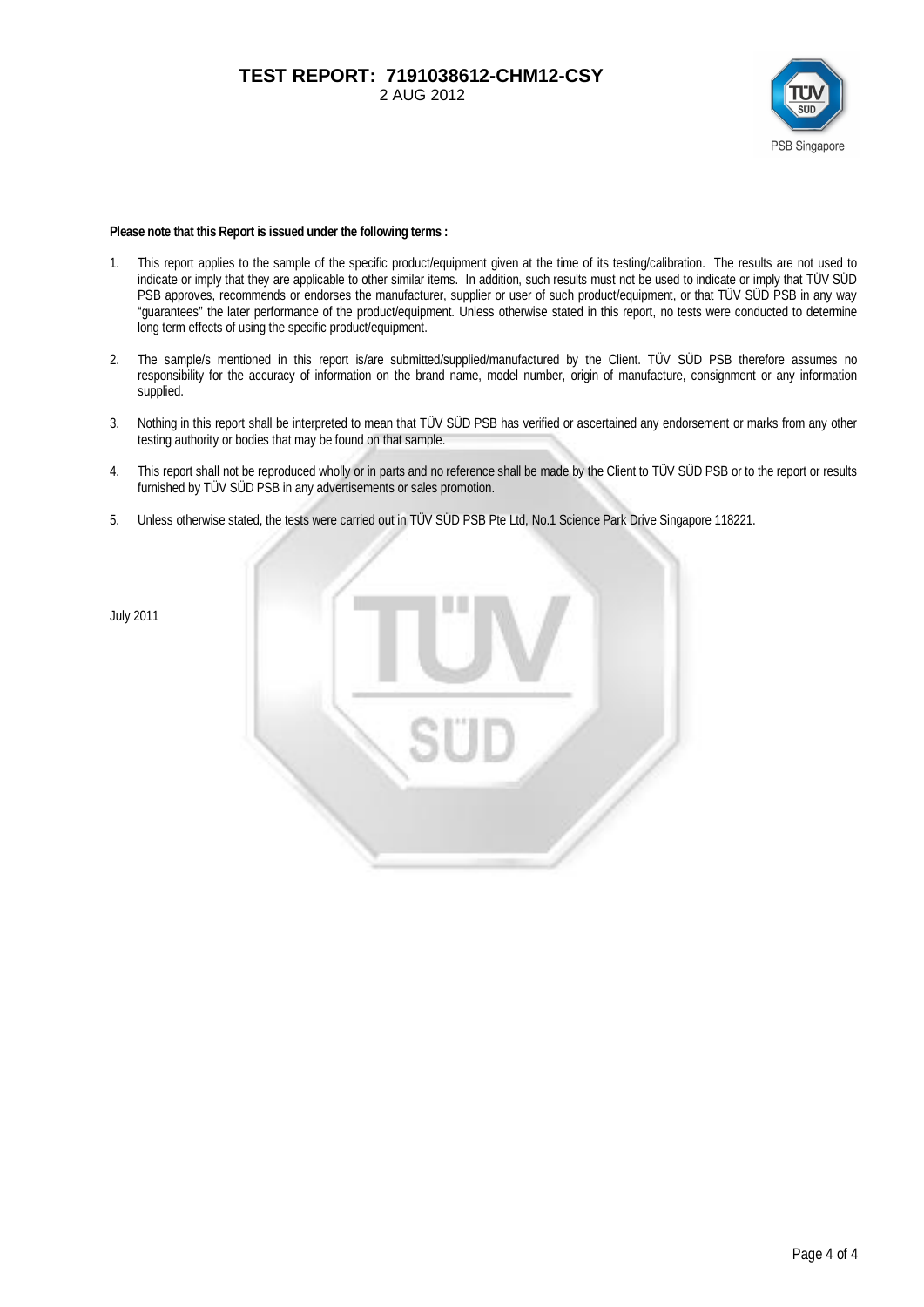**Please note that this Report is issued under the following terms :**

1. This report applies to the sample of the specific product/equipment given at the time of its testing/calibration. The results are not used to indicate or imply that they are applicable to other similar items. In addition, such results must not be used to indicate or imply that TÜV SÜD PSB approves, recommends or endorses the manufacturer, supplier or user of such product/equipment, or that TÜV SÜD PSB in any way "guarantees" the later performance of the product/equipment. Unless otherwise stated in this report, no tests were conducted to determine long term effects of using the specific product/equipment.

2. The sample/s mentioned in this report is/are submitted/supplied/manufactured by the Client. TÜV SÜD PSB therefore assumes no responsibility for the accuracy of information on the brand name, model number, origin of manufacture, consignment or any information supplied.

3. Nothing in this report shall be interpreted to mean that TÜV SÜD PSB has verified or ascertained any endorsement or marks from any other testing authority or bodies that may be found on that sample.

4. This report shall not be reproduced wholly or in parts and no reference shall be made by the Client to TÜV SÜD PSB or to the report or results furnished by TÜV SÜD PSB in any advertisements or sales promotion.

5. Unless otherwise stated, the tests were carried out in TÜV SÜD PSB Pte Ltd, No.1 Science Park Drive Singapore 118221.

July 2011